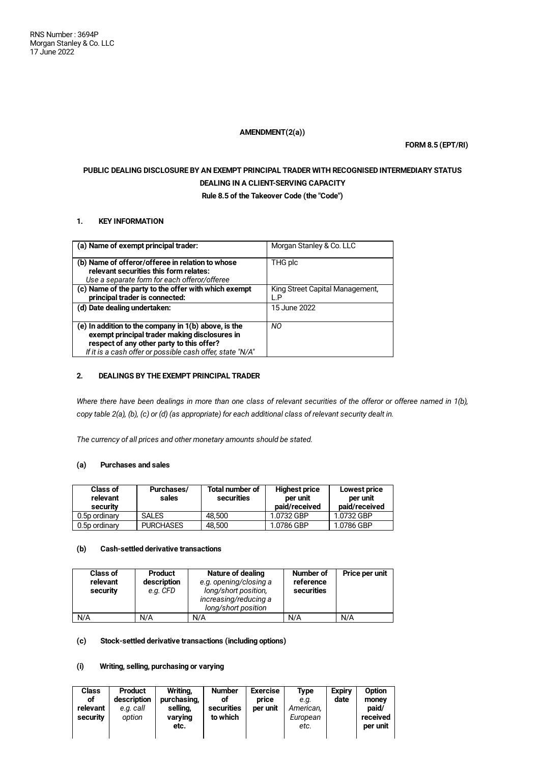RNS Number : 3694P
Morgan Stanley & Co. LLC
17 June 2022

**AMENDMENT(2(a))**

**FORM 8.5 (EPT/RI)**

**PUBLIC DEALING DISCLOSURE BY AN EXEMPT PRINCIPAL TRADER WITH RECOGNISED INTERMEDIARY STATUS DEALING IN A CLIENT-SERVING CAPACITY**

**Rule 8.5 of the Takeover Code (the "Code")**

### 1. KEY INFORMATION

| | |
|---|---|
| **(a) Name of exempt principal trader:** | Morgan Stanley & Co. LLC |
| **(b) Name of offeror/offeree in relation to whose relevant securities this form relates:** *Use a separate form for each offeror/offeree* | THG plc |
| **(c) Name of the party to the offer with which exempt principal trader is connected:** | King Street Capital Management, L.P |
| **(d) Date dealing undertaken:** | 15 June 2022 |
| **(e) In addition to the company in 1(b) above, is the exempt principal trader making disclosures in respect of any other party to this offer?** *If it is a cash offer or possible cash offer, state "N/A"* | *NO* |

### 2. DEALINGS BY THE EXEMPT PRINCIPAL TRADER

*Where there have been dealings in more than one class of relevant securities of the offeror or offeree named in 1(b), copy table 2(a), (b), (c) or (d) (as appropriate) for each additional class of relevant security dealt in.*

*The currency of all prices and other monetary amounts should be stated.*

#### (a) Purchases and sales

| Class of relevant security | Purchases/ sales | Total number of securities | Highest price per unit paid/received | Lowest price per unit paid/received |
|---|---|---|---|---|
| 0.5p ordinary | SALES | 48,500 | 1.0732 GBP | 1.0732 GBP |
| 0.5p ordinary | PURCHASES | 48,500 | 1.0786 GBP | 1.0786 GBP |

#### (b) Cash-settled derivative transactions

| Class of relevant security | Product description *e.g. CFD* | Nature of dealing *e.g. opening/closing a long/short position, increasing/reducing a long/short position* | Number of reference securities | Price per unit |
|---|---|---|---|---|
| N/A | N/A | N/A | N/A | N/A |

#### (c) Stock-settled derivative transactions (including options)

#### (i) Writing, selling, purchasing or varying

| Class of relevant security | Product description *e.g. call option* | Writing, purchasing, selling, varying etc. | Number of securities to which | Exercise price per unit | Type *e.g. American, European etc.* | Expiry date | Option money paid/ received per unit |
|---|---|---|---|---|---|---|---|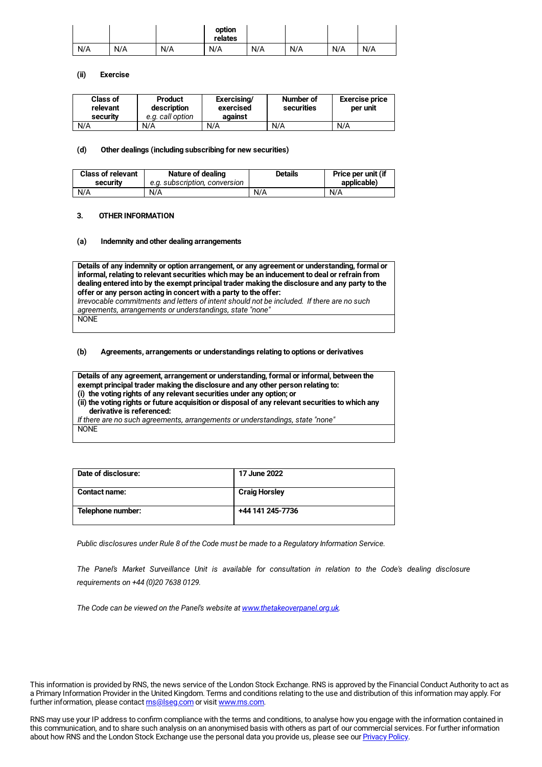| | | | option relates | | | | |
|---|---|---|---|---|---|---|---|
| N/A | N/A | N/A | N/A | N/A | N/A | N/A | N/A |

**(ii) Exercise**

| Class of relevant security | Product description *e.g. call option* | Exercising/ exercised against | Number of securities | Exercise price per unit |
|---|---|---|---|---|
| N/A | N/A | N/A | N/A | N/A |

**(d) Other dealings (including subscribing for new securities)**

| Class of relevant security | Nature of dealing *e.g. subscription, conversion* | Details | Price per unit (if applicable) |
|---|---|---|---|
| N/A | N/A | N/A | N/A |

**3. OTHER INFORMATION**

**(a) Indemnity and other dealing arrangements**

| **Details of any indemnity or option arrangement, or any agreement or understanding, formal or informal, relating to relevant securities which may be an inducement to deal or refrain from dealing entered into by the exempt principal trader making the disclosure and any party to the offer or any person acting in concert with a party to the offer:** *Irrevocable commitments and letters of intent should not be included. If there are no such agreements, arrangements or understandings, state "none"* |
|---|
| NONE |

**(b) Agreements, arrangements or understandings relating to options or derivatives**

| **Details of any agreement, arrangement or understanding, formal or informal, between the exempt principal trader making the disclosure and any other person relating to:** **(i) the voting rights of any relevant securities under any option; or** **(ii) the voting rights or future acquisition or disposal of any relevant securities to which any derivative is referenced:** *If there are no such agreements, arrangements or understandings, state "none"* |
|---|
| NONE |

| | |
|---|---|
| **Date of disclosure:** | **17 June 2022** |
| **Contact name:** | **Craig Horsley** |
| **Telephone number:** | **+44 141 245-7736** |

*Public disclosures under Rule 8 of the Code must be made to a Regulatory Information Service.*

*The Panel's Market Surveillance Unit is available for consultation in relation to the Code's dealing disclosure requirements on +44 (0)20 7638 0129.*

*The Code can be viewed on the Panel's website at www.thetakeoverpanel.org.uk.*

This information is provided by RNS, the news service of the London Stock Exchange. RNS is approved by the Financial Conduct Authority to act as a Primary Information Provider in the United Kingdom. Terms and conditions relating to the use and distribution of this information may apply. For further information, please contact rns@lseg.com or visit www.rns.com.

RNS may use your IP address to confirm compliance with the terms and conditions, to analyse how you engage with the information contained in this communication, and to share such analysis on an anonymised basis with others as part of our commercial services. For further information about how RNS and the London Stock Exchange use the personal data you provide us, please see our Privacy Policy.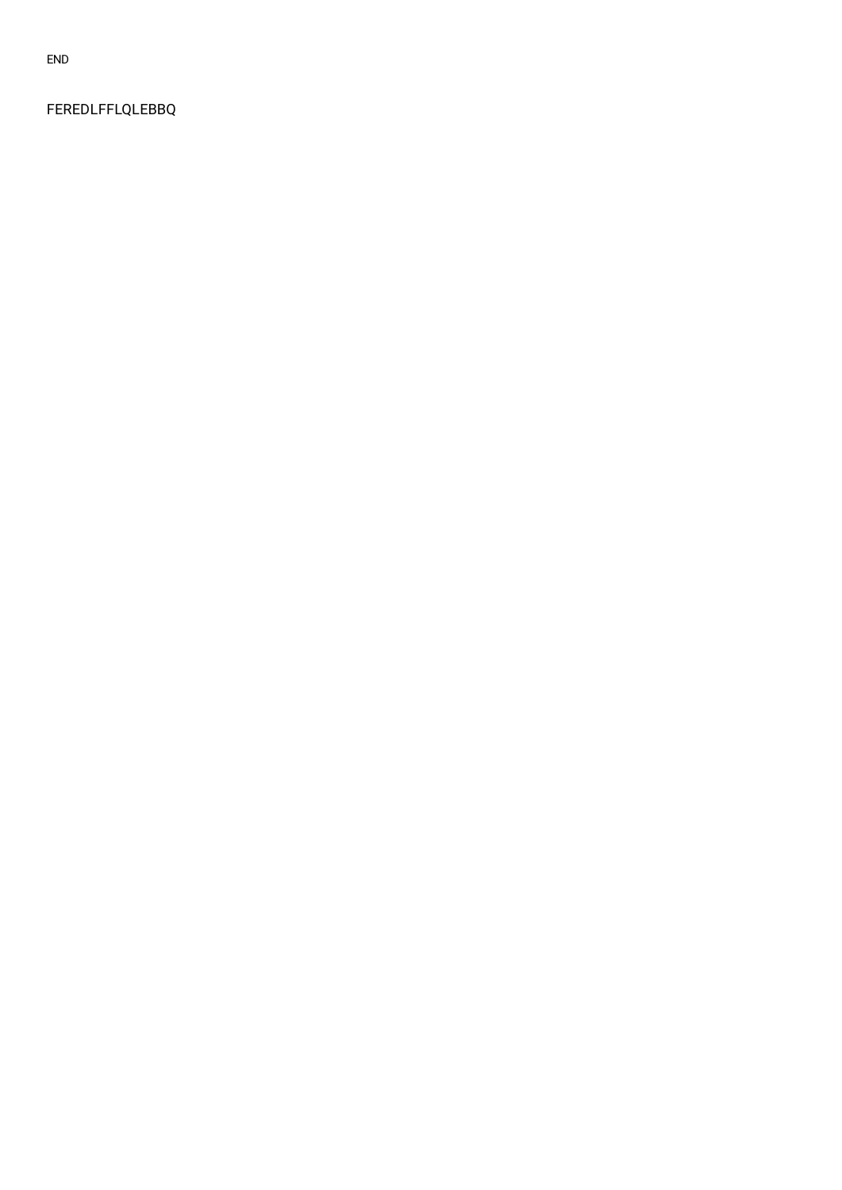END

FEREDLFFLQLEBBQ